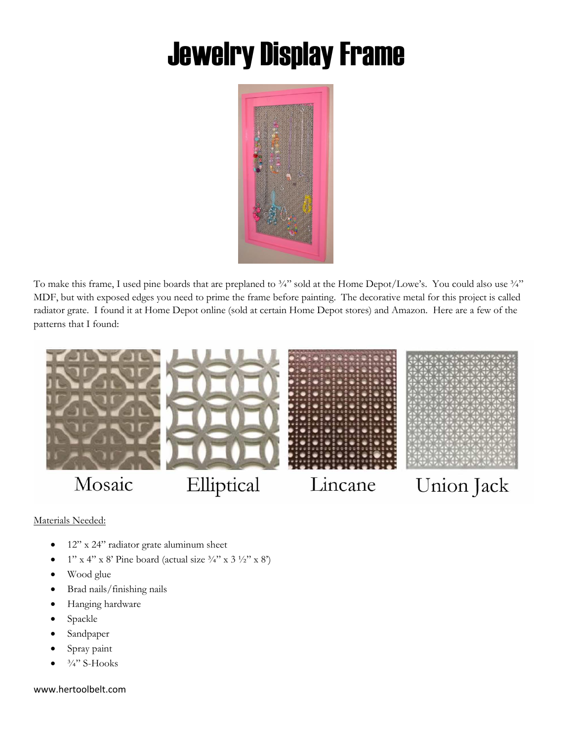# Jewelry Display Frame

To make this frame, I used pine boards that are preplaned to ¾" sold at the Home Depot/Lowe's. You could also use ¾" MDF, but with exposed edges you need to prime the frame before painting. The decorative metal for this project is called radiator grate. I found it at Home Depot online (sold at certain Home Depot stores) and Amazon. Here are a few of the patterns that I found:

Mosaic     Elliptical     Lincane     Union Jack

<u>Materials Needed:</u>

- 12" x 24" radiator grate aluminum sheet
- 1" x 4" x 8' Pine board (actual size ¾" x 3 ½" x 8')
- Wood glue
- Brad nails/finishing nails
- Hanging hardware
- Spackle
- Sandpaper
- Spray paint
- ¾" S-Hooks

www.hertoolbelt.com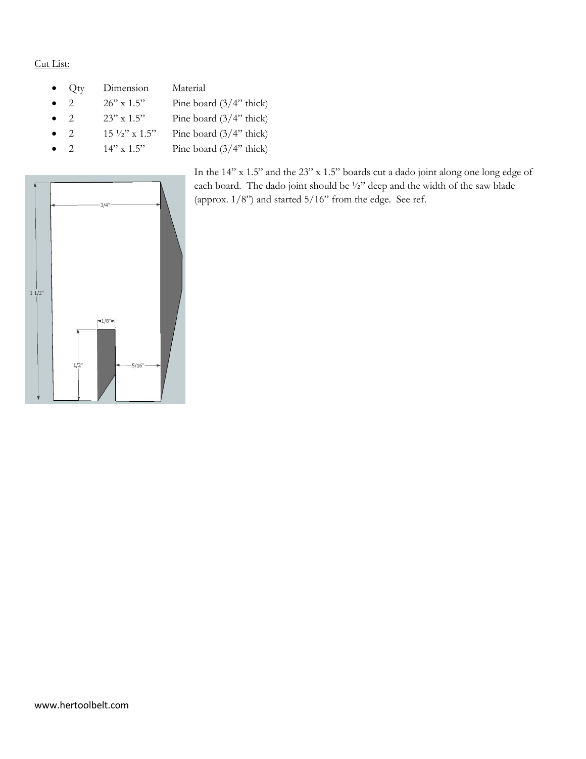Cut List:

| Qty | Dimension | Material |
| --- | --- | --- |
| 2 | 26" x 1.5" | Pine board (3/4" thick) |
| 2 | 23" x 1.5" | Pine board (3/4" thick) |
| 2 | 15 ½" x 1.5" | Pine board (3/4" thick) |
| 2 | 14" x 1.5" | Pine board (3/4" thick) |

In the 14" x 1.5" and the 23" x 1.5" boards cut a dado joint along one long edge of each board. The dado joint should be ½" deep and the width of the saw blade (approx. 1/8") and started 5/16" from the edge. See ref.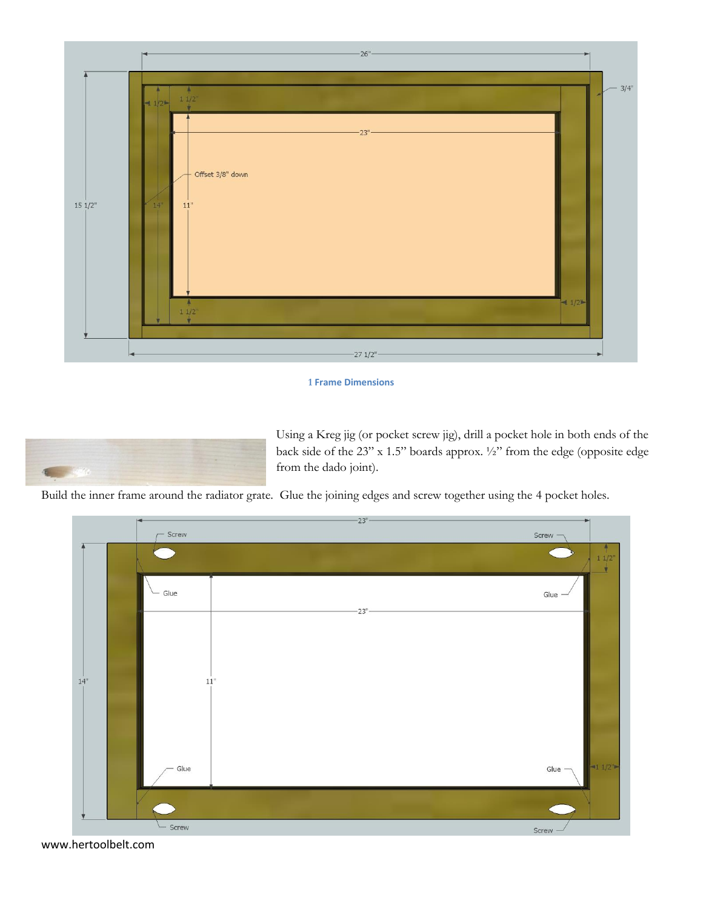1 Frame Dimensions

Using a Kreg jig (or pocket screw jig), drill a pocket hole in both ends of the back side of the 23" x 1.5" boards approx. ½" from the edge (opposite edge from the dado joint).

Build the inner frame around the radiator grate. Glue the joining edges and screw together using the 4 pocket holes.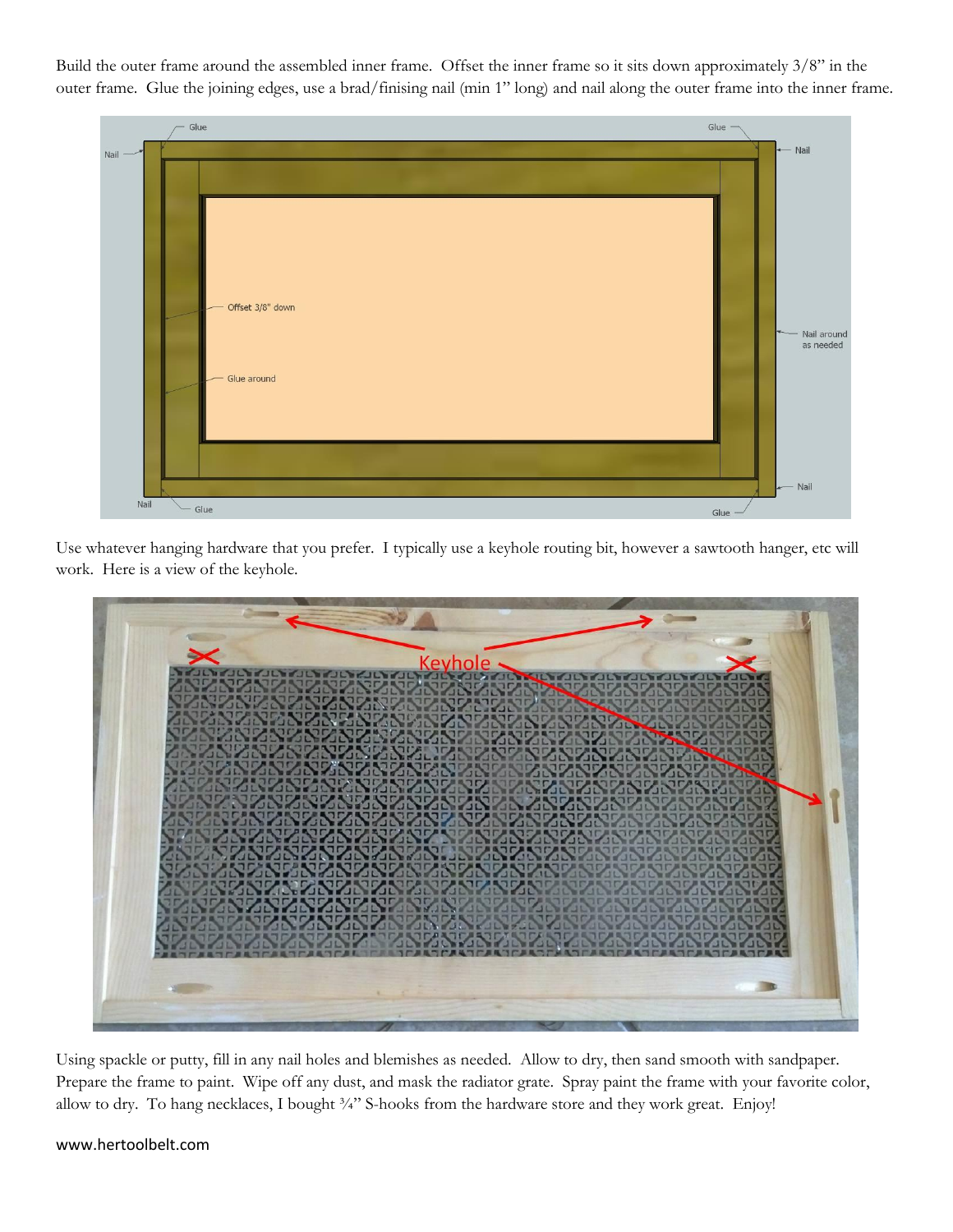Build the outer frame around the assembled inner frame. Offset the inner frame so it sits down approximately 3/8" in the outer frame. Glue the joining edges, use a brad/finising nail (min 1" long) and nail along the outer frame into the inner frame.

Glue
Glue
Nail
Nail
Offset 3/8" down
Glue around
Nail around as needed
Nail
Nail
Glue
Glue

Use whatever hanging hardware that you prefer. I typically use a keyhole routing bit, however a sawtooth hanger, etc will work. Here is a view of the keyhole.

Keyhole

Using spackle or putty, fill in any nail holes and blemishes as needed. Allow to dry, then sand smooth with sandpaper. Prepare the frame to paint. Wipe off any dust, and mask the radiator grate. Spray paint the frame with your favorite color, allow to dry. To hang necklaces, I bought ¾" S-hooks from the hardware store and they work great. Enjoy!

www.hertoolbelt.com